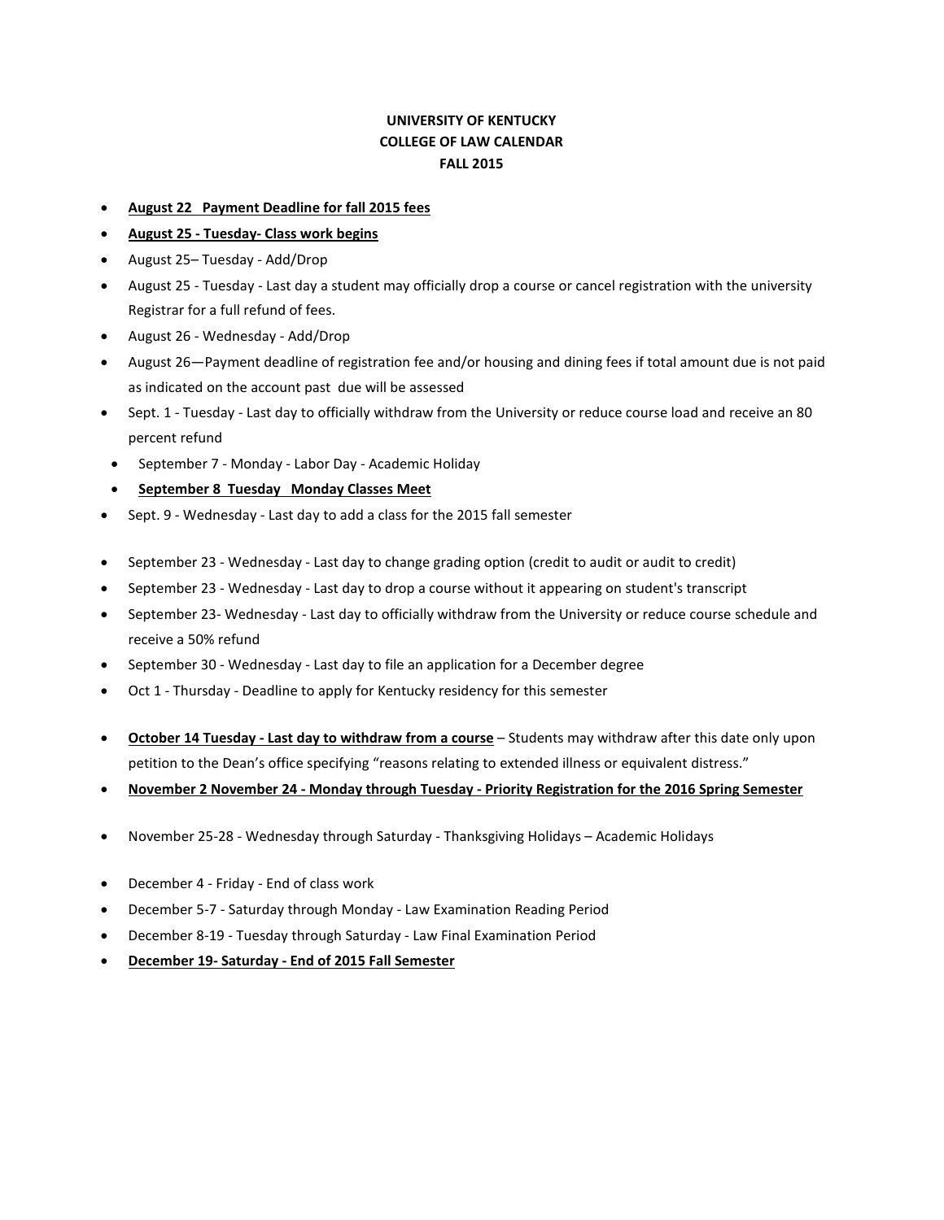**UNIVERSITY OF KENTUCKY**
**COLLEGE OF LAW CALENDAR**
**FALL 2015**

- **August 22 Payment Deadline for fall 2015 fees**
- **August 25 - Tuesday- Class work begins**
- August 25– Tuesday - Add/Drop
- August 25 - Tuesday - Last day a student may officially drop a course or cancel registration with the university Registrar for a full refund of fees.
- August 26 - Wednesday - Add/Drop
- August 26—Payment deadline of registration fee and/or housing and dining fees if total amount due is not paid as indicated on the account past due will be assessed
- Sept. 1 - Tuesday - Last day to officially withdraw from the University or reduce course load and receive an 80 percent refund
- September 7 - Monday - Labor Day - Academic Holiday
- **September 8 Tuesday Monday Classes Meet**
- Sept. 9 - Wednesday - Last day to add a class for the 2015 fall semester
- September 23 - Wednesday - Last day to change grading option (credit to audit or audit to credit)
- September 23 - Wednesday - Last day to drop a course without it appearing on student's transcript
- September 23- Wednesday - Last day to officially withdraw from the University or reduce course schedule and receive a 50% refund
- September 30 - Wednesday - Last day to file an application for a December degree
- Oct 1 - Thursday - Deadline to apply for Kentucky residency for this semester
- **October 14 Tuesday - Last day to withdraw from a course** – Students may withdraw after this date only upon petition to the Dean's office specifying "reasons relating to extended illness or equivalent distress."
- **November 2 November 24 - Monday through Tuesday - Priority Registration for the 2016 Spring Semester**
- November 25-28 - Wednesday through Saturday - Thanksgiving Holidays – Academic Holidays
- December 4 - Friday - End of class work
- December 5-7 - Saturday through Monday - Law Examination Reading Period
- December 8-19 - Tuesday through Saturday - Law Final Examination Period
- **December 19- Saturday - End of 2015 Fall Semester**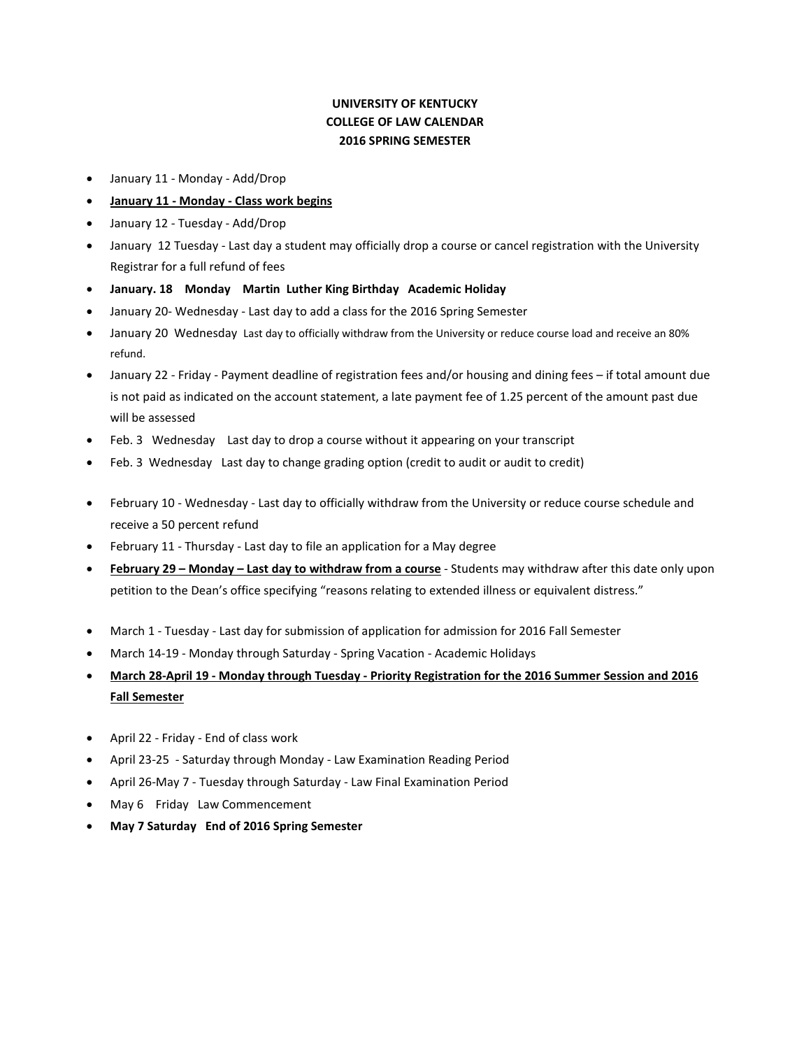**UNIVERSITY OF KENTUCKY**
**COLLEGE OF LAW CALENDAR**
**2016 SPRING SEMESTER**

- January 11 - Monday - Add/Drop
- **<u>January 11 - Monday - Class work begins</u>**
- January 12 - Tuesday - Add/Drop
- January 12 Tuesday - Last day a student may officially drop a course or cancel registration with the University Registrar for a full refund of fees
- **January. 18 Monday Martin Luther King Birthday Academic Holiday**
- January 20- Wednesday - Last day to add a class for the 2016 Spring Semester
- January 20 Wednesday Last day to officially withdraw from the University or reduce course load and receive an 80% refund.
- January 22 - Friday - Payment deadline of registration fees and/or housing and dining fees – if total amount due is not paid as indicated on the account statement, a late payment fee of 1.25 percent of the amount past due will be assessed
- Feb. 3 Wednesday Last day to drop a course without it appearing on your transcript
- Feb. 3 Wednesday Last day to change grading option (credit to audit or audit to credit)
- February 10 - Wednesday - Last day to officially withdraw from the University or reduce course schedule and receive a 50 percent refund
- February 11 - Thursday - Last day to file an application for a May degree
- **<u>February 29 – Monday – Last day to withdraw from a course</u>** - Students may withdraw after this date only upon petition to the Dean's office specifying "reasons relating to extended illness or equivalent distress."
- March 1 - Tuesday - Last day for submission of application for admission for 2016 Fall Semester
- March 14-19 - Monday through Saturday - Spring Vacation - Academic Holidays
- **<u>March 28-April 19 - Monday through Tuesday - Priority Registration for the 2016 Summer Session and 2016 Fall Semester</u>**
- April 22 - Friday - End of class work
- April 23-25 - Saturday through Monday - Law Examination Reading Period
- April 26-May 7 - Tuesday through Saturday - Law Final Examination Period
- May 6 Friday Law Commencement
- **May 7 Saturday End of 2016 Spring Semester**